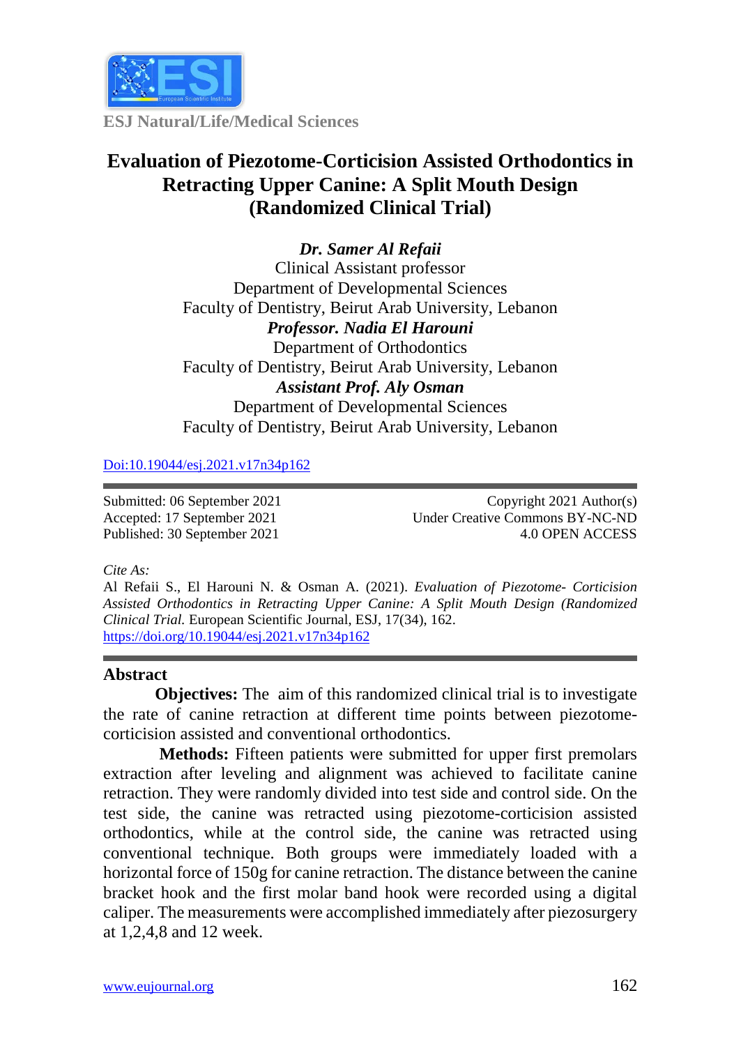ESJ Natural/Life/Medical Sciences

# Evaluation of Piezotome-Corticision Assisted Orthodontics in Retracting Upper Canine: A Split Mouth Design (Randomized Clinical Trial)

***Dr. Samer Al Refaii***
Clinical Assistant professor
Department of Developmental Sciences
Faculty of Dentistry, Beirut Arab University, Lebanon

***Professor. Nadia El Harouni***
Department of Orthodontics
Faculty of Dentistry, Beirut Arab University, Lebanon

***Assistant Prof. Aly Osman***
Department of Developmental Sciences
Faculty of Dentistry, Beirut Arab University, Lebanon

Doi:10.19044/esj.2021.v17n34p162

Submitted: 06 September 2021
Accepted: 17 September 2021
Published: 30 September 2021

Copyright 2021 Author(s)
Under Creative Commons BY-NC-ND 4.0 OPEN ACCESS

*Cite As:*
Al Refaii S., El Harouni N. & Osman A. (2021). *Evaluation of Piezotome- Corticision Assisted Orthodontics in Retracting Upper Canine: A Split Mouth Design (Randomized Clinical Trial.* European Scientific Journal, ESJ, 17(34), 162. https://doi.org/10.19044/esj.2021.v17n34p162

## Abstract

**Objectives:** The aim of this randomized clinical trial is to investigate the rate of canine retraction at different time points between piezotome-corticision assisted and conventional orthodontics.

**Methods:** Fifteen patients were submitted for upper first premolars extraction after leveling and alignment was achieved to facilitate canine retraction. They were randomly divided into test side and control side. On the test side, the canine was retracted using piezotome-corticision assisted orthodontics, while at the control side, the canine was retracted using conventional technique. Both groups were immediately loaded with a horizontal force of 150g for canine retraction. The distance between the canine bracket hook and the first molar band hook were recorded using a digital caliper. The measurements were accomplished immediately after piezosurgery at 1,2,4,8 and 12 week.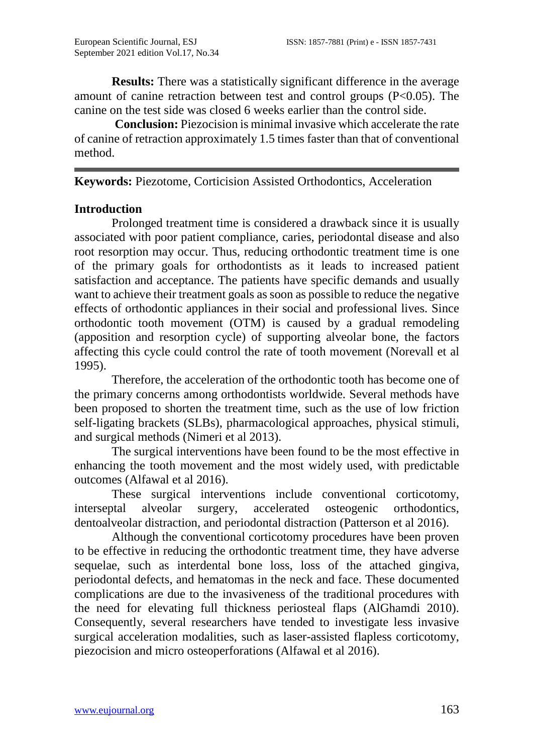**Results:** There was a statistically significant difference in the average amount of canine retraction between test and control groups (P<0.05). The canine on the test side was closed 6 weeks earlier than the control side.

**Conclusion:** Piezocision is minimal invasive which accelerate the rate of canine of retraction approximately 1.5 times faster than that of conventional method.

---

**Keywords:** Piezotome, Corticision Assisted Orthodontics, Acceleration

## Introduction

Prolonged treatment time is considered a drawback since it is usually associated with poor patient compliance, caries, periodontal disease and also root resorption may occur. Thus, reducing orthodontic treatment time is one of the primary goals for orthodontists as it leads to increased patient satisfaction and acceptance. The patients have specific demands and usually want to achieve their treatment goals as soon as possible to reduce the negative effects of orthodontic appliances in their social and professional lives. Since orthodontic tooth movement (OTM) is caused by a gradual remodeling (apposition and resorption cycle) of supporting alveolar bone, the factors affecting this cycle could control the rate of tooth movement (Norevall et al 1995).

Therefore, the acceleration of the orthodontic tooth has become one of the primary concerns among orthodontists worldwide. Several methods have been proposed to shorten the treatment time, such as the use of low friction self-ligating brackets (SLBs), pharmacological approaches, physical stimuli, and surgical methods (Nimeri et al 2013).

The surgical interventions have been found to be the most effective in enhancing the tooth movement and the most widely used, with predictable outcomes (Alfawal et al 2016).

These surgical interventions include conventional corticotomy, interseptal alveolar surgery, accelerated osteogenic orthodontics, dentoalveolar distraction, and periodontal distraction (Patterson et al 2016).

Although the conventional corticotomy procedures have been proven to be effective in reducing the orthodontic treatment time, they have adverse sequelae, such as interdental bone loss, loss of the attached gingiva, periodontal defects, and hematomas in the neck and face. These documented complications are due to the invasiveness of the traditional procedures with the need for elevating full thickness periosteal flaps (AlGhamdi 2010). Consequently, several researchers have tended to investigate less invasive surgical acceleration modalities, such as laser-assisted flapless corticotomy, piezocision and micro osteoperforations (Alfawal et al 2016).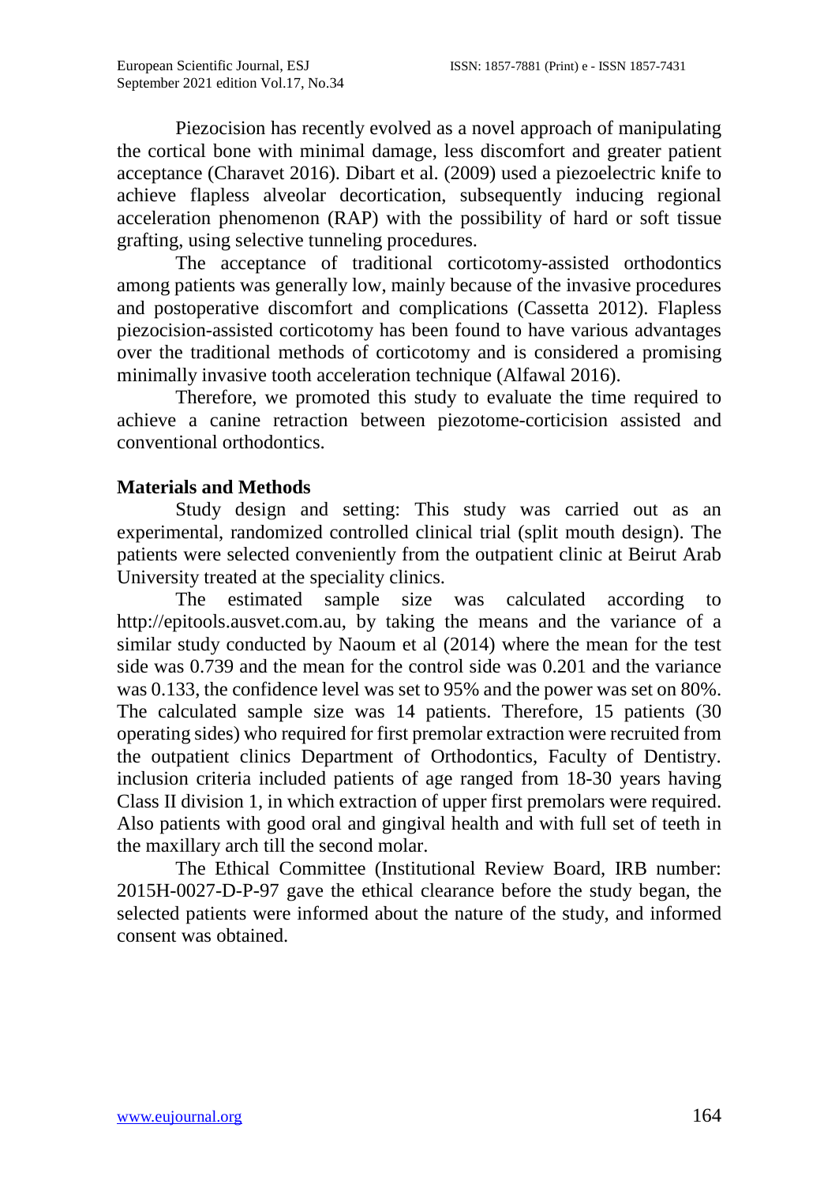Piezocision has recently evolved as a novel approach of manipulating the cortical bone with minimal damage, less discomfort and greater patient acceptance (Charavet 2016). Dibart et al. (2009) used a piezoelectric knife to achieve flapless alveolar decortication, subsequently inducing regional acceleration phenomenon (RAP) with the possibility of hard or soft tissue grafting, using selective tunneling procedures.

The acceptance of traditional corticotomy-assisted orthodontics among patients was generally low, mainly because of the invasive procedures and postoperative discomfort and complications (Cassetta 2012). Flapless piezocision-assisted corticotomy has been found to have various advantages over the traditional methods of corticotomy and is considered a promising minimally invasive tooth acceleration technique (Alfawal 2016).

Therefore, we promoted this study to evaluate the time required to achieve a canine retraction between piezotome-corticision assisted and conventional orthodontics.

## Materials and Methods

Study design and setting: This study was carried out as an experimental, randomized controlled clinical trial (split mouth design). The patients were selected conveniently from the outpatient clinic at Beirut Arab University treated at the speciality clinics.

The estimated sample size was calculated according to http://epitools.ausvet.com.au, by taking the means and the variance of a similar study conducted by Naoum et al (2014) where the mean for the test side was 0.739 and the mean for the control side was 0.201 and the variance was 0.133, the confidence level was set to 95% and the power was set on 80%. The calculated sample size was 14 patients. Therefore, 15 patients (30 operating sides) who required for first premolar extraction were recruited from the outpatient clinics Department of Orthodontics, Faculty of Dentistry. inclusion criteria included patients of age ranged from 18-30 years having Class II division 1, in which extraction of upper first premolars were required. Also patients with good oral and gingival health and with full set of teeth in the maxillary arch till the second molar.

The Ethical Committee (Institutional Review Board, IRB number: 2015H-0027-D-P-97 gave the ethical clearance before the study began, the selected patients were informed about the nature of the study, and informed consent was obtained.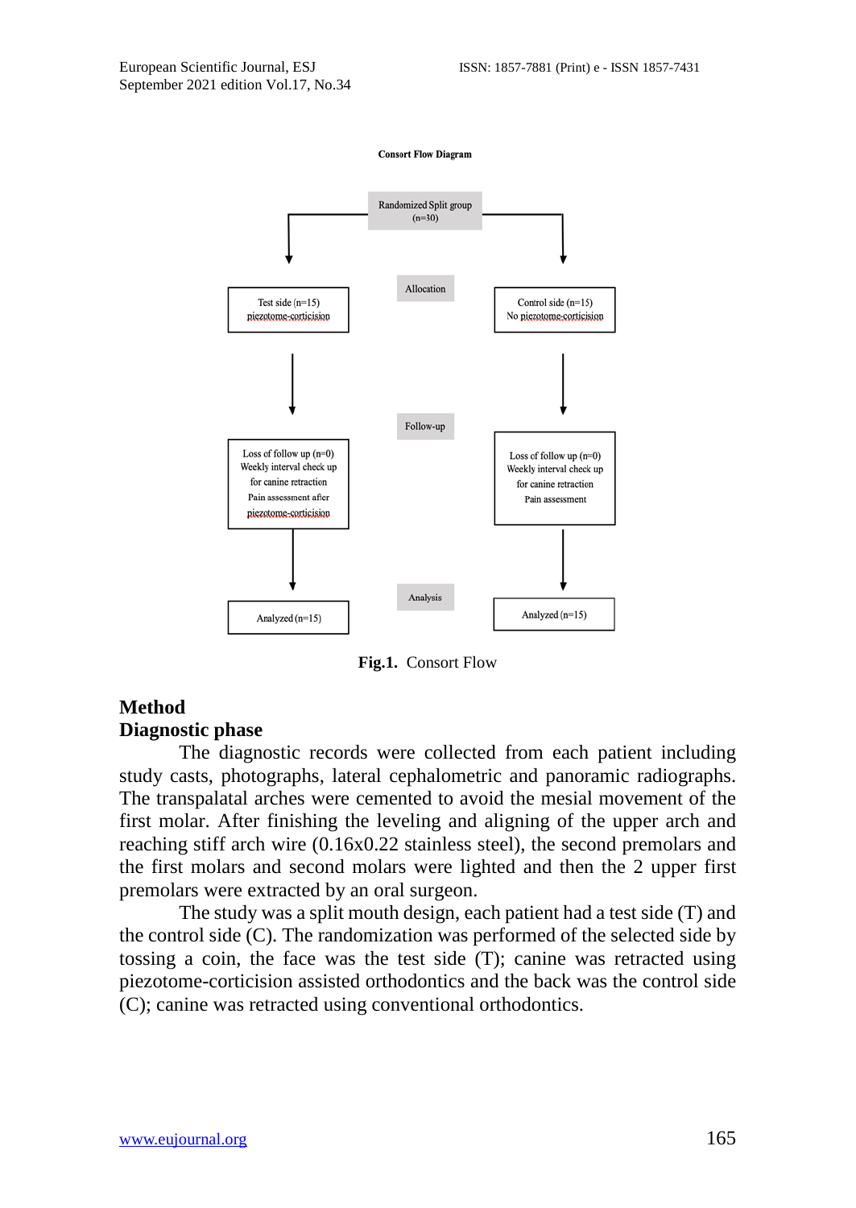**Consort Flow Diagram**

Randomized Split group (n=30)

Allocation

Test side (n=15) piezotome-corticision

Control side (n=15) No piezotome-corticision

Follow-up

Loss of follow up (n=0) Weekly interval check up for canine retraction Pain assessment after piezotome-corticision

Loss of follow up (n=0) Weekly interval check up for canine retraction Pain assessment

Analysis

Analyzed (n=15)

Analyzed (n=15)

**Fig.1.** Consort Flow

## Method

### Diagnostic phase

The diagnostic records were collected from each patient including study casts, photographs, lateral cephalometric and panoramic radiographs. The transpalatal arches were cemented to avoid the mesial movement of the first molar. After finishing the leveling and aligning of the upper arch and reaching stiff arch wire (0.16x0.22 stainless steel), the second premolars and the first molars and second molars were lighted and then the 2 upper first premolars were extracted by an oral surgeon.

The study was a split mouth design, each patient had a test side (T) and the control side (C). The randomization was performed of the selected side by tossing a coin, the face was the test side (T); canine was retracted using piezotome-corticision assisted orthodontics and the back was the control side (C); canine was retracted using conventional orthodontics.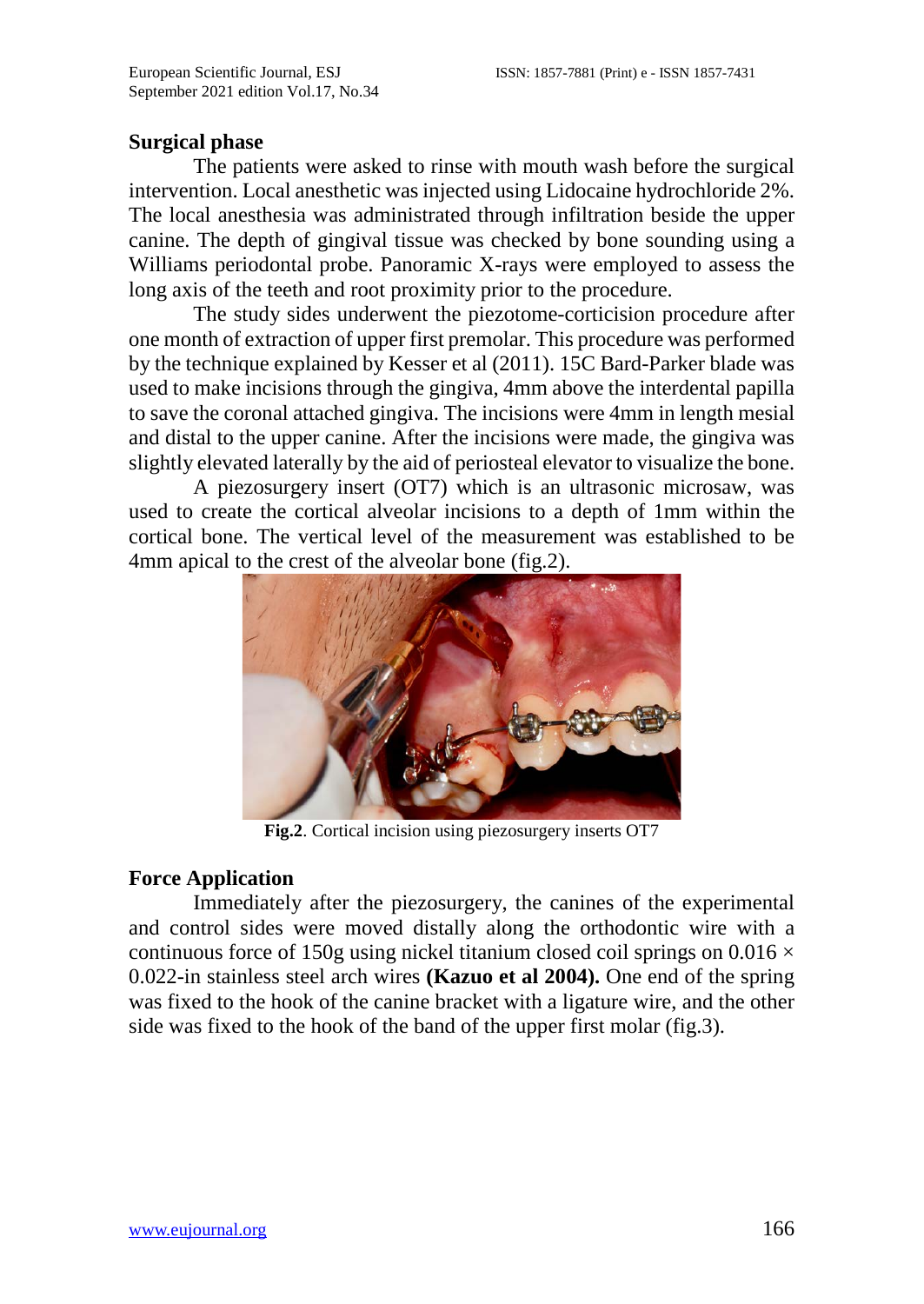## Surgical phase

The patients were asked to rinse with mouth wash before the surgical intervention. Local anesthetic was injected using Lidocaine hydrochloride 2%. The local anesthesia was administrated through infiltration beside the upper canine. The depth of gingival tissue was checked by bone sounding using a Williams periodontal probe. Panoramic X-rays were employed to assess the long axis of the teeth and root proximity prior to the procedure.

The study sides underwent the piezotome-corticision procedure after one month of extraction of upper first premolar. This procedure was performed by the technique explained by Kesser et al (2011). 15C Bard-Parker blade was used to make incisions through the gingiva, 4mm above the interdental papilla to save the coronal attached gingiva. The incisions were 4mm in length mesial and distal to the upper canine. After the incisions were made, the gingiva was slightly elevated laterally by the aid of periosteal elevator to visualize the bone.

A piezosurgery insert (OT7) which is an ultrasonic microsaw, was used to create the cortical alveolar incisions to a depth of 1mm within the cortical bone. The vertical level of the measurement was established to be 4mm apical to the crest of the alveolar bone (fig.2).

**Fig.2**. Cortical incision using piezosurgery inserts OT7

## Force Application

Immediately after the piezosurgery, the canines of the experimental and control sides were moved distally along the orthodontic wire with a continuous force of 150g using nickel titanium closed coil springs on 0.016 × 0.022-in stainless steel arch wires **(Kazuo et al 2004).** One end of the spring was fixed to the hook of the canine bracket with a ligature wire, and the other side was fixed to the hook of the band of the upper first molar (fig.3).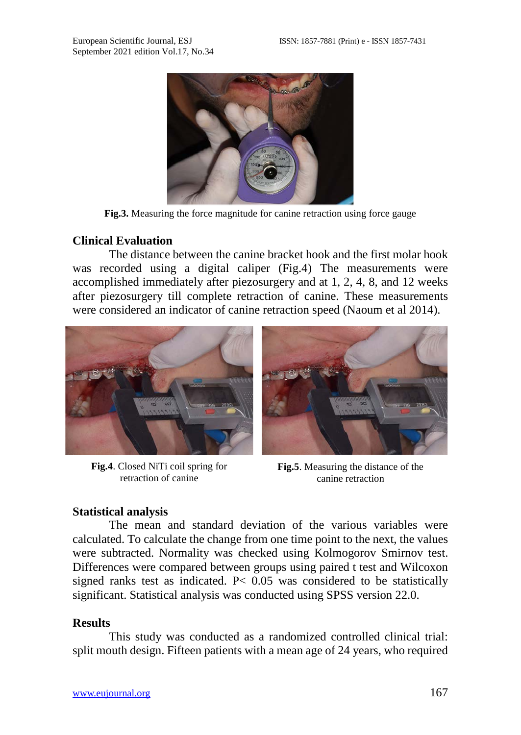Fig.3. Measuring the force magnitude for canine retraction using force gauge

## Clinical Evaluation

The distance between the canine bracket hook and the first molar hook was recorded using a digital caliper (Fig.4) The measurements were accomplished immediately after piezosurgery and at 1, 2, 4, 8, and 12 weeks after piezosurgery till complete retraction of canine. These measurements were considered an indicator of canine retraction speed (Naoum et al 2014).

**Fig.4**. Closed NiTi coil spring for retraction of canine

**Fig.5**. Measuring the distance of the canine retraction

## Statistical analysis

The mean and standard deviation of the various variables were calculated. To calculate the change from one time point to the next, the values were subtracted. Normality was checked using Kolmogorov Smirnov test. Differences were compared between groups using paired t test and Wilcoxon signed ranks test as indicated. $P < 0.05$ was considered to be statistically significant. Statistical analysis was conducted using SPSS version 22.0.

## Results

This study was conducted as a randomized controlled clinical trial: split mouth design. Fifteen patients with a mean age of 24 years, who required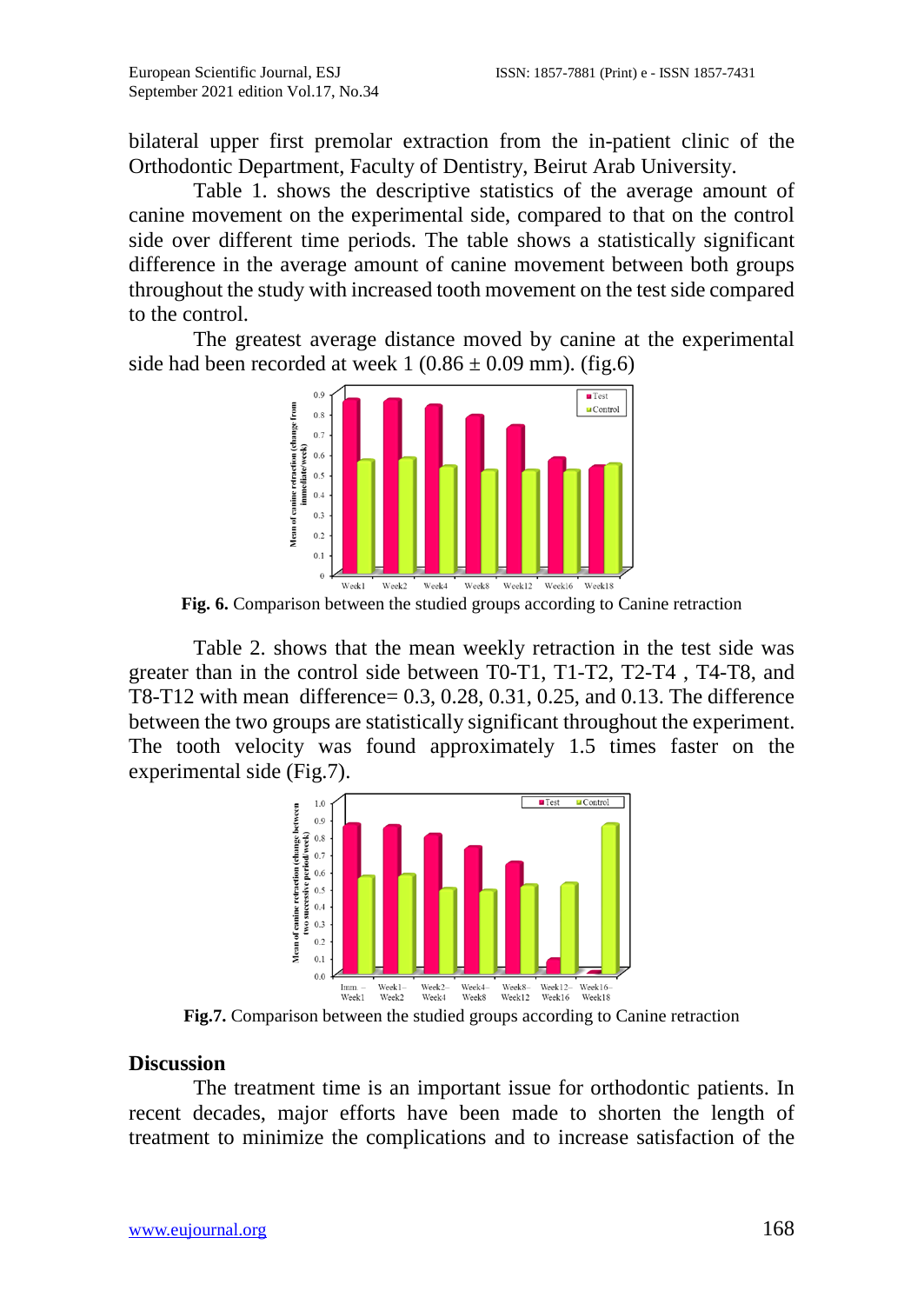bilateral upper first premolar extraction from the in-patient clinic of the Orthodontic Department, Faculty of Dentistry, Beirut Arab University.

Table 1. shows the descriptive statistics of the average amount of canine movement on the experimental side, compared to that on the control side over different time periods. The table shows a statistically significant difference in the average amount of canine movement between both groups throughout the study with increased tooth movement on the test side compared to the control.

The greatest average distance moved by canine at the experimental side had been recorded at week 1 (0.86 ± 0.09 mm). (fig.6)

**Fig. 6.** Comparison between the studied groups according to Canine retraction

Table 2. shows that the mean weekly retraction in the test side was greater than in the control side between T0-T1, T1-T2, T2-T4 , T4-T8, and T8-T12 with mean difference= 0.3, 0.28, 0.31, 0.25, and 0.13. The difference between the two groups are statistically significant throughout the experiment. The tooth velocity was found approximately 1.5 times faster on the experimental side (Fig.7).

**Fig.7.** Comparison between the studied groups according to Canine retraction

## Discussion

The treatment time is an important issue for orthodontic patients. In recent decades, major efforts have been made to shorten the length of treatment to minimize the complications and to increase satisfaction of the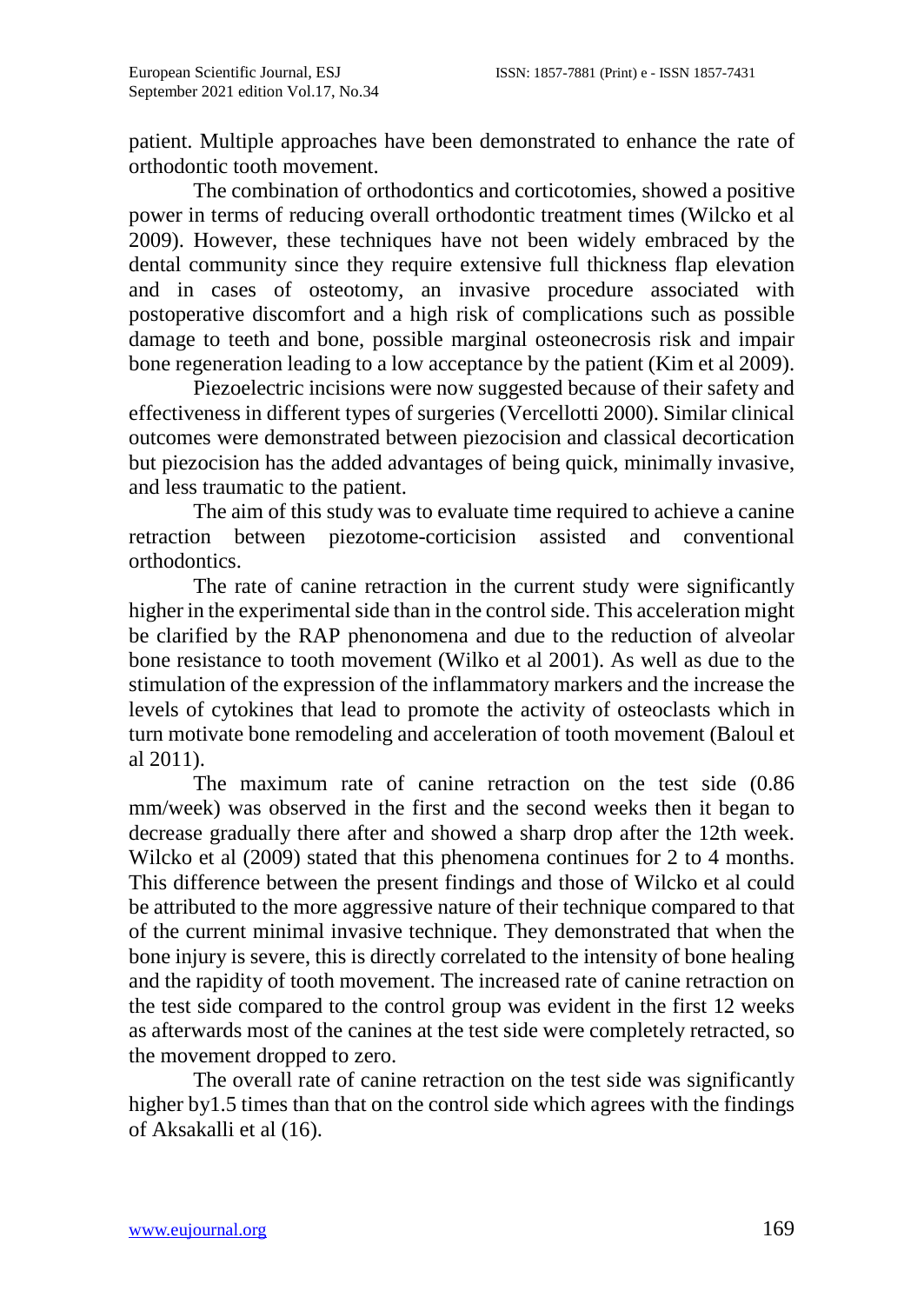patient. Multiple approaches have been demonstrated to enhance the rate of orthodontic tooth movement.

The combination of orthodontics and corticotomies, showed a positive power in terms of reducing overall orthodontic treatment times (Wilcko et al 2009). However, these techniques have not been widely embraced by the dental community since they require extensive full thickness flap elevation and in cases of osteotomy, an invasive procedure associated with postoperative discomfort and a high risk of complications such as possible damage to teeth and bone, possible marginal osteonecrosis risk and impair bone regeneration leading to a low acceptance by the patient (Kim et al 2009).

Piezoelectric incisions were now suggested because of their safety and effectiveness in different types of surgeries (Vercellotti 2000). Similar clinical outcomes were demonstrated between piezocision and classical decortication but piezocision has the added advantages of being quick, minimally invasive, and less traumatic to the patient.

The aim of this study was to evaluate time required to achieve a canine retraction between piezotome-corticision assisted and conventional orthodontics.

The rate of canine retraction in the current study were significantly higher in the experimental side than in the control side. This acceleration might be clarified by the RAP phenonomena and due to the reduction of alveolar bone resistance to tooth movement (Wilko et al 2001). As well as due to the stimulation of the expression of the inflammatory markers and the increase the levels of cytokines that lead to promote the activity of osteoclasts which in turn motivate bone remodeling and acceleration of tooth movement (Baloul et al 2011).

The maximum rate of canine retraction on the test side (0.86 mm/week) was observed in the first and the second weeks then it began to decrease gradually there after and showed a sharp drop after the 12th week. Wilcko et al (2009) stated that this phenomena continues for 2 to 4 months. This difference between the present findings and those of Wilcko et al could be attributed to the more aggressive nature of their technique compared to that of the current minimal invasive technique. They demonstrated that when the bone injury is severe, this is directly correlated to the intensity of bone healing and the rapidity of tooth movement. The increased rate of canine retraction on the test side compared to the control group was evident in the first 12 weeks as afterwards most of the canines at the test side were completely retracted, so the movement dropped to zero.

The overall rate of canine retraction on the test side was significantly higher by1.5 times than that on the control side which agrees with the findings of Aksakalli et al (16).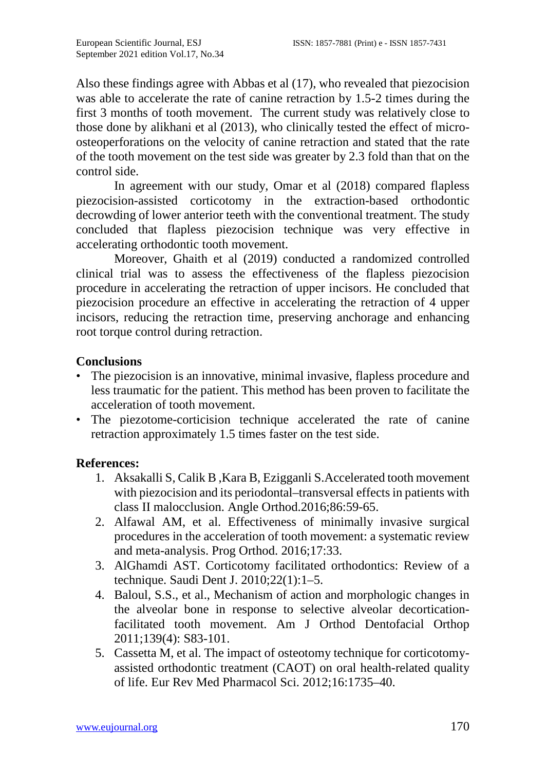Also these findings agree with Abbas et al (17), who revealed that piezocision was able to accelerate the rate of canine retraction by 1.5-2 times during the first 3 months of tooth movement. The current study was relatively close to those done by alikhani et al (2013), who clinically tested the effect of micro-osteoperforations on the velocity of canine retraction and stated that the rate of the tooth movement on the test side was greater by 2.3 fold than that on the control side.

In agreement with our study, Omar et al (2018) compared flapless piezocision-assisted corticotomy in the extraction-based orthodontic decrowding of lower anterior teeth with the conventional treatment. The study concluded that flapless piezocision technique was very effective in accelerating orthodontic tooth movement.

Moreover, Ghaith et al (2019) conducted a randomized controlled clinical trial was to assess the effectiveness of the flapless piezocision procedure in accelerating the retraction of upper incisors. He concluded that piezocision procedure an effective in accelerating the retraction of 4 upper incisors, reducing the retraction time, preserving anchorage and enhancing root torque control during retraction.

## Conclusions

- The piezocision is an innovative, minimal invasive, flapless procedure and less traumatic for the patient. This method has been proven to facilitate the acceleration of tooth movement.
- The piezotome-corticision technique accelerated the rate of canine retraction approximately 1.5 times faster on the test side.

## References:

1. Aksakalli S, Calik B ,Kara B, Ezigganli S.Accelerated tooth movement with piezocision and its periodontal–transversal effects in patients with class II malocclusion. Angle Orthod.2016;86:59-65.
2. Alfawal AM, et al. Effectiveness of minimally invasive surgical procedures in the acceleration of tooth movement: a systematic review and meta-analysis. Prog Orthod. 2016;17:33.
3. AlGhamdi AST. Corticotomy facilitated orthodontics: Review of a technique. Saudi Dent J. 2010;22(1):1–5.
4. Baloul, S.S., et al., Mechanism of action and morphologic changes in the alveolar bone in response to selective alveolar decortication-facilitated tooth movement. Am J Orthod Dentofacial Orthop 2011;139(4): S83-101.
5. Cassetta M, et al. The impact of osteotomy technique for corticotomy-assisted orthodontic treatment (CAOT) on oral health-related quality of life. Eur Rev Med Pharmacol Sci. 2012;16:1735–40.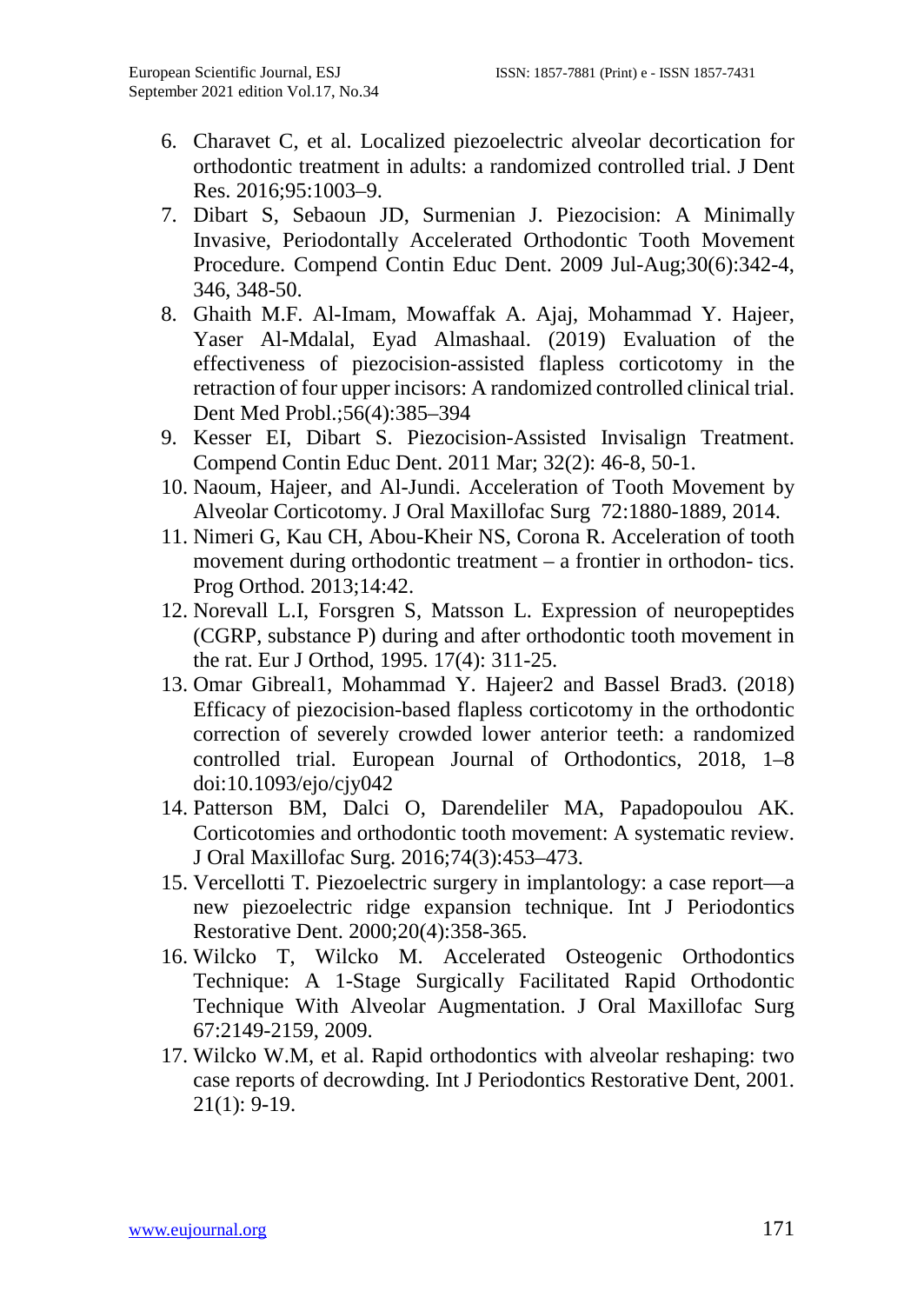6. Charavet C, et al. Localized piezoelectric alveolar decortication for orthodontic treatment in adults: a randomized controlled trial. J Dent Res. 2016;95:1003–9.
7. Dibart S, Sebaoun JD, Surmenian J. Piezocision: A Minimally Invasive, Periodontally Accelerated Orthodontic Tooth Movement Procedure. Compend Contin Educ Dent. 2009 Jul-Aug;30(6):342-4, 346, 348-50.
8. Ghaith M.F. Al-Imam, Mowaffak A. Ajaj, Mohammad Y. Hajeer, Yaser Al-Mdalal, Eyad Almashaal. (2019) Evaluation of the effectiveness of piezocision-assisted flapless corticotomy in the retraction of four upper incisors: A randomized controlled clinical trial. Dent Med Probl.;56(4):385–394
9. Kesser EI, Dibart S. Piezocision-Assisted Invisalign Treatment. Compend Contin Educ Dent. 2011 Mar; 32(2): 46-8, 50-1.
10. Naoum, Hajeer, and Al-Jundi. Acceleration of Tooth Movement by Alveolar Corticotomy. J Oral Maxillofac Surg 72:1880-1889, 2014.
11. Nimeri G, Kau CH, Abou-Kheir NS, Corona R. Acceleration of tooth movement during orthodontic treatment – a frontier in orthodon- tics. Prog Orthod. 2013;14:42.
12. Norevall L.I, Forsgren S, Matsson L. Expression of neuropeptides (CGRP, substance P) during and after orthodontic tooth movement in the rat. Eur J Orthod, 1995. 17(4): 311-25.
13. Omar Gibreal1, Mohammad Y. Hajeer2 and Bassel Brad3. (2018) Efficacy of piezocision-based flapless corticotomy in the orthodontic correction of severely crowded lower anterior teeth: a randomized controlled trial. European Journal of Orthodontics, 2018, 1–8 doi:10.1093/ejo/cjy042
14. Patterson BM, Dalci O, Darendeliler MA, Papadopoulou AK. Corticotomies and orthodontic tooth movement: A systematic review. J Oral Maxillofac Surg. 2016;74(3):453–473.
15. Vercellotti T. Piezoelectric surgery in implantology: a case report—a new piezoelectric ridge expansion technique. Int J Periodontics Restorative Dent. 2000;20(4):358-365.
16. Wilcko T, Wilcko M. Accelerated Osteogenic Orthodontics Technique: A 1-Stage Surgically Facilitated Rapid Orthodontic Technique With Alveolar Augmentation. J Oral Maxillofac Surg 67:2149-2159, 2009.
17. Wilcko W.M, et al. Rapid orthodontics with alveolar reshaping: two case reports of decrowding. Int J Periodontics Restorative Dent, 2001. 21(1): 9-19.